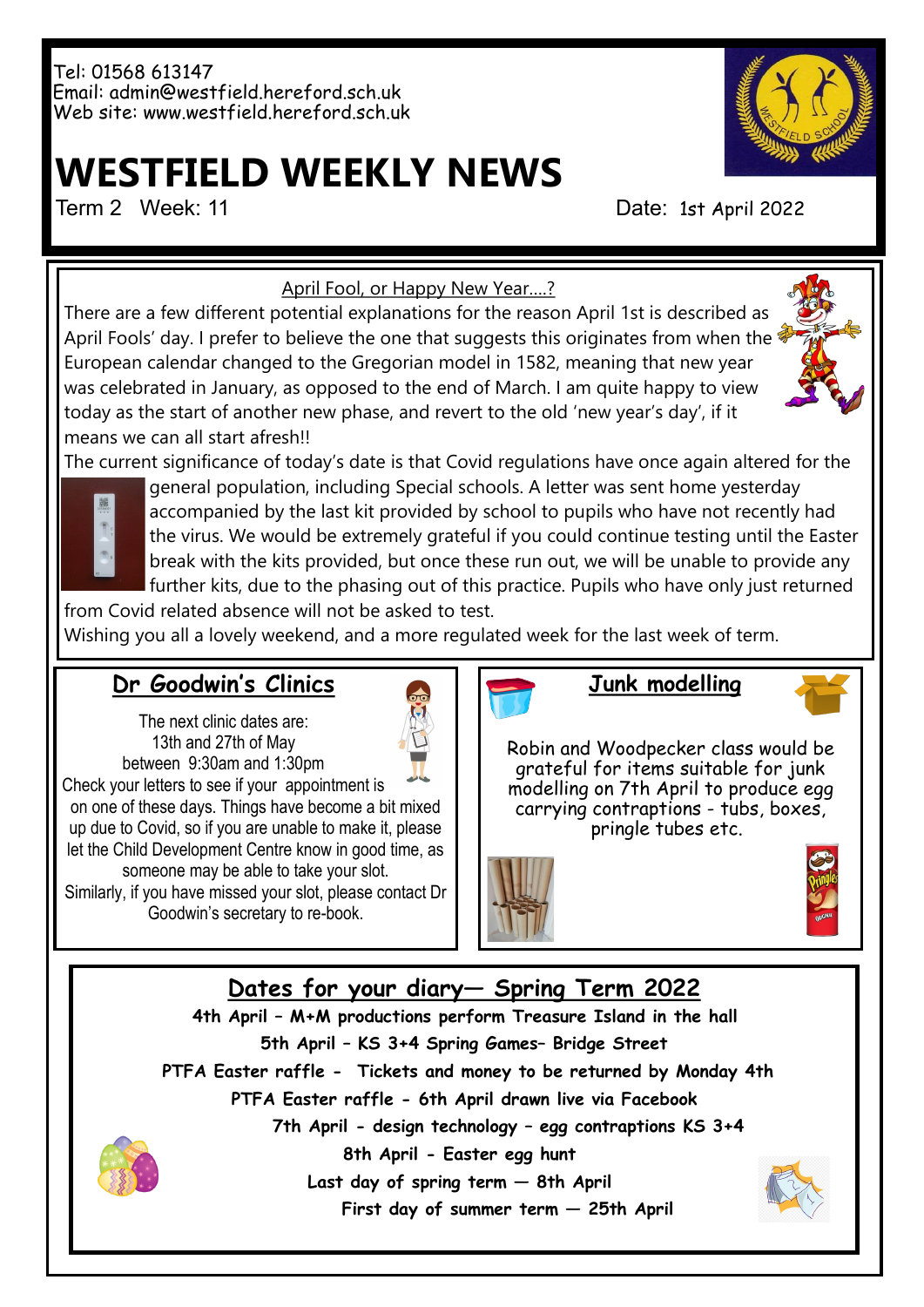Tel: 01568 613147
Email: admin@westfield.hereford.sch.uk
Web site: www.westfield.hereford.sch.uk

# WESTFIELD WEEKLY NEWS

Term 2 Week: 11 Date: 1st April 2022

## April Fool, or Happy New Year….?

There are a few different potential explanations for the reason April 1st is described as April Fools' day. I prefer to believe the one that suggests this originates from when the European calendar changed to the Gregorian model in 1582, meaning that new year was celebrated in January, as opposed to the end of March. I am quite happy to view today as the start of another new phase, and revert to the old 'new year's day', if it means we can all start afresh!!

The current significance of today's date is that Covid regulations have once again altered for the general population, including Special schools. A letter was sent home yesterday accompanied by the last kit provided by school to pupils who have not recently had the virus. We would be extremely grateful if you could continue testing until the Easter break with the kits provided, but once these run out, we will be unable to provide any further kits, due to the phasing out of this practice. Pupils who have only just returned from Covid related absence will not be asked to test.

Wishing you all a lovely weekend, and a more regulated week for the last week of term.

## Dr Goodwin's Clinics

The next clinic dates are:
13th and 27th of May
between 9:30am and 1:30pm

Check your letters to see if your appointment is on one of these days. Things have become a bit mixed up due to Covid, so if you are unable to make it, please let the Child Development Centre know in good time, as someone may be able to take your slot.

Similarly, if you have missed your slot, please contact Dr Goodwin's secretary to re-book.

## Junk modelling

Robin and Woodpecker class would be grateful for items suitable for junk modelling on 7th April to produce egg carrying contraptions - tubs, boxes, pringle tubes etc.

## Dates for your diary— Spring Term 2022

**4th April – M+M productions perform Treasure Island in the hall**

**5th April – KS 3+4 Spring Games– Bridge Street**

**PTFA Easter raffle - Tickets and money to be returned by Monday 4th**

**PTFA Easter raffle - 6th April drawn live via Facebook**

**7th April - design technology – egg contraptions KS 3+4**

**8th April - Easter egg hunt**

**Last day of spring term — 8th April**

**First day of summer term — 25th April**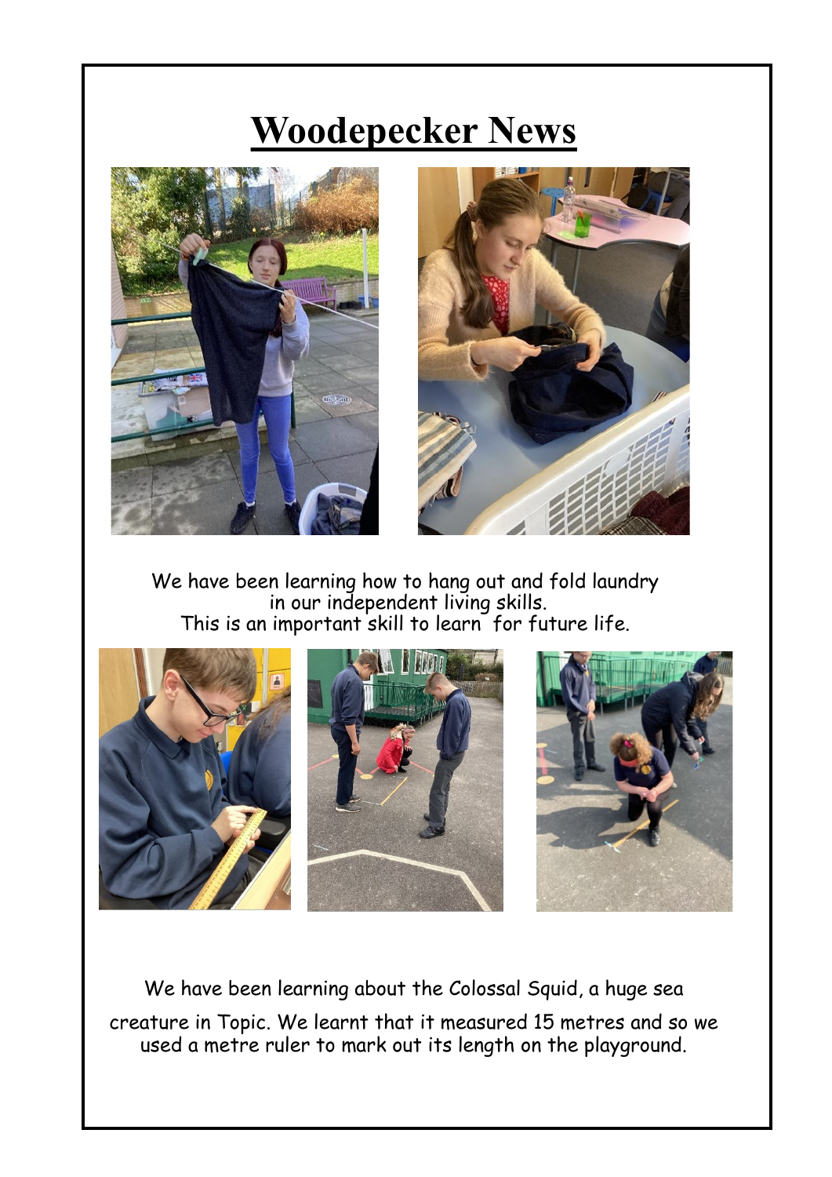# Woodepecker News

We have been learning how to hang out and fold laundry in our independent living skills.
This is an important skill to learn for future life.

We have been learning about the Colossal Squid, a huge sea creature in Topic. We learnt that it measured 15 metres and so we used a metre ruler to mark out its length on the playground.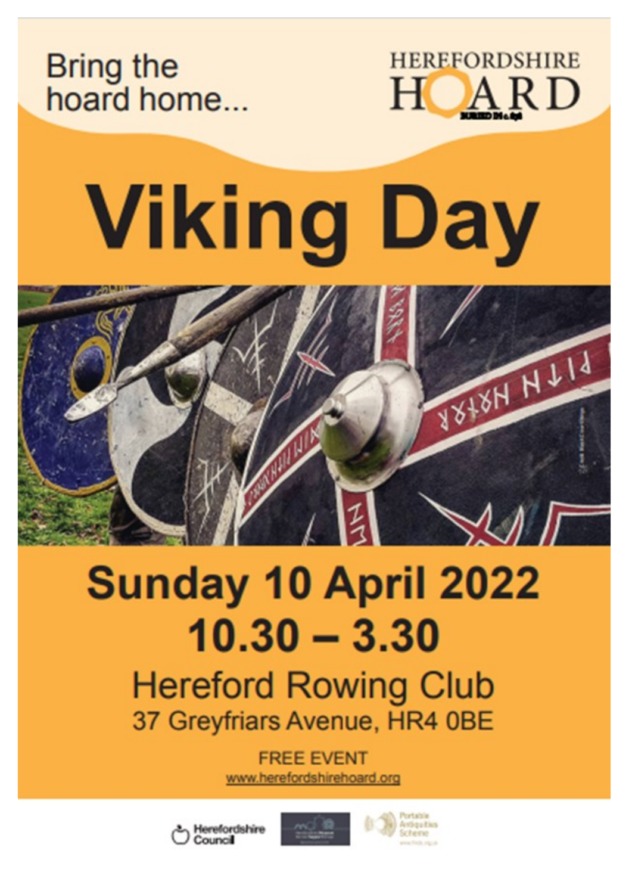Bring the hoard home...

HEREFORDSHIRE HOARD

# Viking Day

## Sunday 10 April 2022

## 10.30 – 3.30

### Hereford Rowing Club

37 Greyfriars Avenue, HR4 0BE

FREE EVENT

www.herefordshirehoard.org

Herefordshire Council

Portable Antiquities Scheme